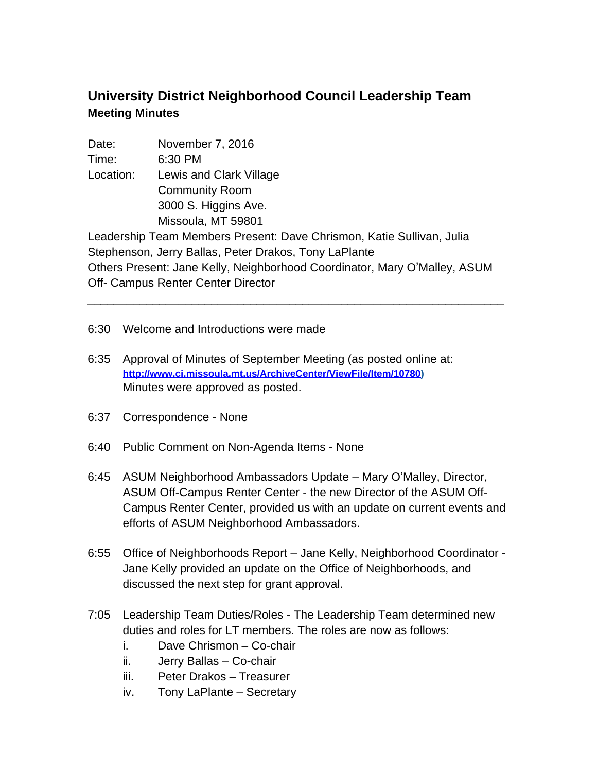# University District Neighborhood Council Leadership Team

## Meeting Minutes

Date: November 7, 2016
Time: 6:30 PM
Location: Lewis and Clark Village
Community Room
3000 S. Higgins Ave.
Missoula, MT 59801

Leadership Team Members Present: Dave Chrismon, Katie Sullivan, Julia Stephenson, Jerry Ballas, Peter Drakos, Tony LaPlante

Others Present: Jane Kelly, Neighborhood Coordinator, Mary O'Malley, ASUM Off- Campus Renter Center Director

---

6:30 Welcome and Introductions were made

6:35 Approval of Minutes of September Meeting (as posted online at: **http://www.ci.missoula.mt.us/ArchiveCenter/ViewFile/Item/10780**)
Minutes were approved as posted.

6:37 Correspondence - None

6:40 Public Comment on Non-Agenda Items - None

6:45 ASUM Neighborhood Ambassadors Update – Mary O'Malley, Director, ASUM Off-Campus Renter Center - the new Director of the ASUM Off-Campus Renter Center, provided us with an update on current events and efforts of ASUM Neighborhood Ambassadors.

6:55 Office of Neighborhoods Report – Jane Kelly, Neighborhood Coordinator - Jane Kelly provided an update on the Office of Neighborhoods, and discussed the next step for grant approval.

7:05 Leadership Team Duties/Roles - The Leadership Team determined new duties and roles for LT members. The roles are now as follows:

i. Dave Chrismon – Co-chair
ii. Jerry Ballas – Co-chair
iii. Peter Drakos – Treasurer
iv. Tony LaPlante – Secretary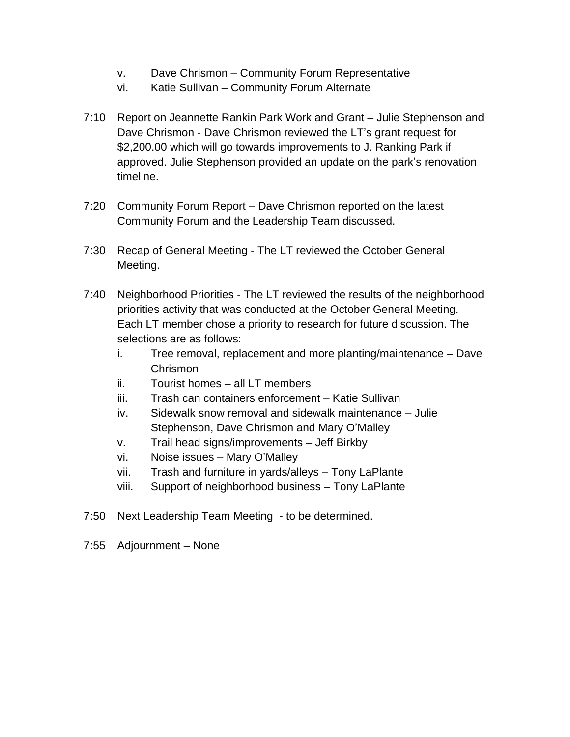v. Dave Chrismon – Community Forum Representative
vi. Katie Sullivan – Community Forum Alternate

7:10 Report on Jeannette Rankin Park Work and Grant – Julie Stephenson and Dave Chrismon - Dave Chrismon reviewed the LT's grant request for $2,200.00 which will go towards improvements to J. Ranking Park if approved. Julie Stephenson provided an update on the park's renovation timeline.

7:20 Community Forum Report – Dave Chrismon reported on the latest Community Forum and the Leadership Team discussed.

7:30 Recap of General Meeting - The LT reviewed the October General Meeting.

7:40 Neighborhood Priorities - The LT reviewed the results of the neighborhood priorities activity that was conducted at the October General Meeting. Each LT member chose a priority to research for future discussion. The selections are as follows:

i. Tree removal, replacement and more planting/maintenance – Dave Chrismon
ii. Tourist homes – all LT members
iii. Trash can containers enforcement – Katie Sullivan
iv. Sidewalk snow removal and sidewalk maintenance – Julie Stephenson, Dave Chrismon and Mary O'Malley
v. Trail head signs/improvements – Jeff Birkby
vi. Noise issues – Mary O'Malley
vii. Trash and furniture in yards/alleys – Tony LaPlante
viii. Support of neighborhood business – Tony LaPlante

7:50 Next Leadership Team Meeting - to be determined.

7:55 Adjournment – None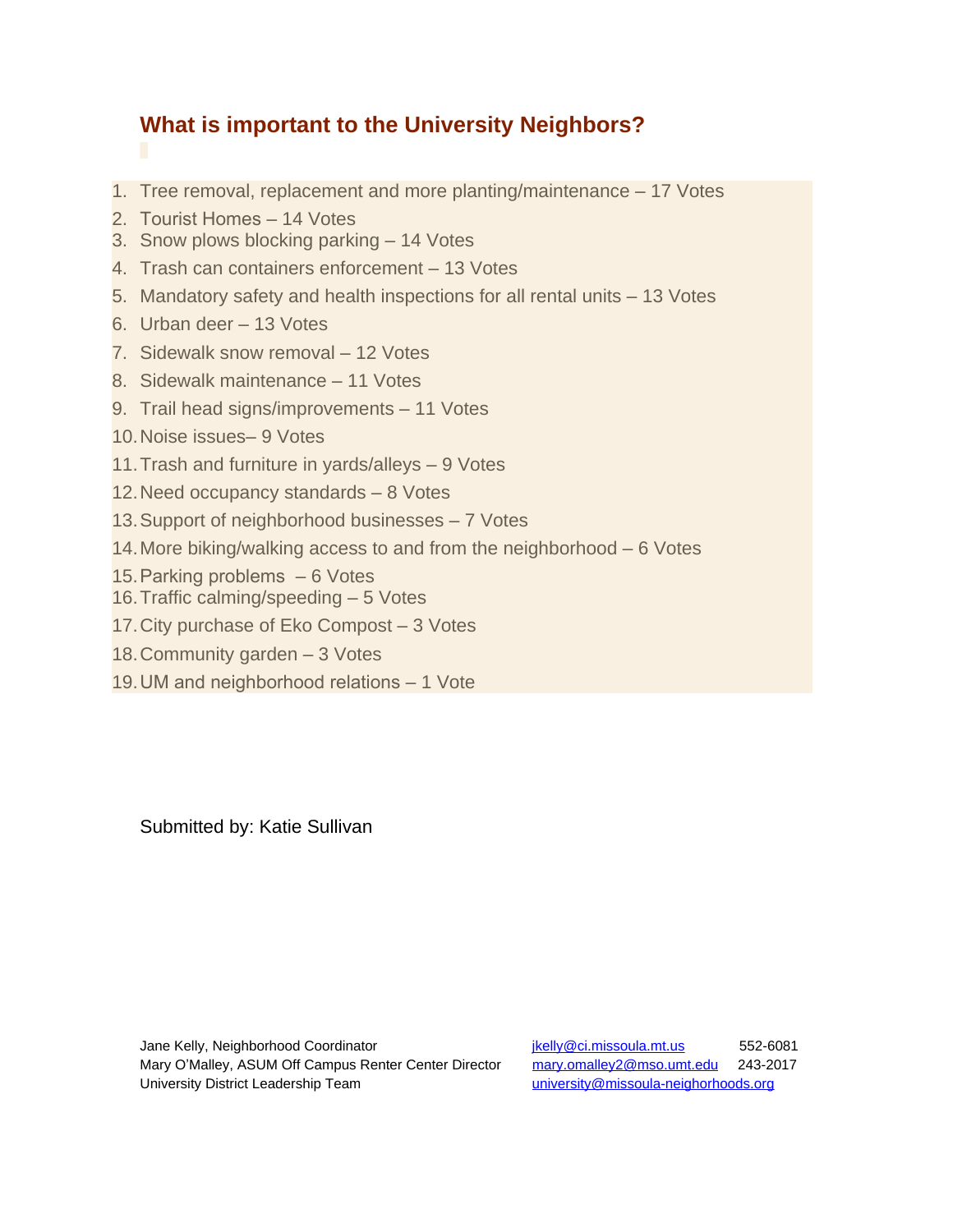## What is important to the University Neighbors?

1. Tree removal, replacement and more planting/maintenance – 17 Votes
2. Tourist Homes – 14 Votes
3. Snow plows blocking parking – 14 Votes
4. Trash can containers enforcement – 13 Votes
5. Mandatory safety and health inspections for all rental units – 13 Votes
6. Urban deer – 13 Votes
7. Sidewalk snow removal – 12 Votes
8. Sidewalk maintenance – 11 Votes
9. Trail head signs/improvements – 11 Votes
10. Noise issues– 9 Votes
11. Trash and furniture in yards/alleys – 9 Votes
12. Need occupancy standards – 8 Votes
13. Support of neighborhood businesses – 7 Votes
14. More biking/walking access to and from the neighborhood – 6 Votes
15. Parking problems – 6 Votes
16. Traffic calming/speeding – 5 Votes
17. City purchase of Eko Compost – 3 Votes
18. Community garden – 3 Votes
19. UM and neighborhood relations – 1 Vote

Submitted by: Katie Sullivan

| | | |
|---|---|---|
| Jane Kelly, Neighborhood Coordinator | jkelly@ci.missoula.mt.us | 552-6081 |
| Mary O'Malley, ASUM Off Campus Renter Center Director | mary.omalley2@mso.umt.edu | 243-2017 |
| University District Leadership Team | university@missoula-neighorhoods.org | |